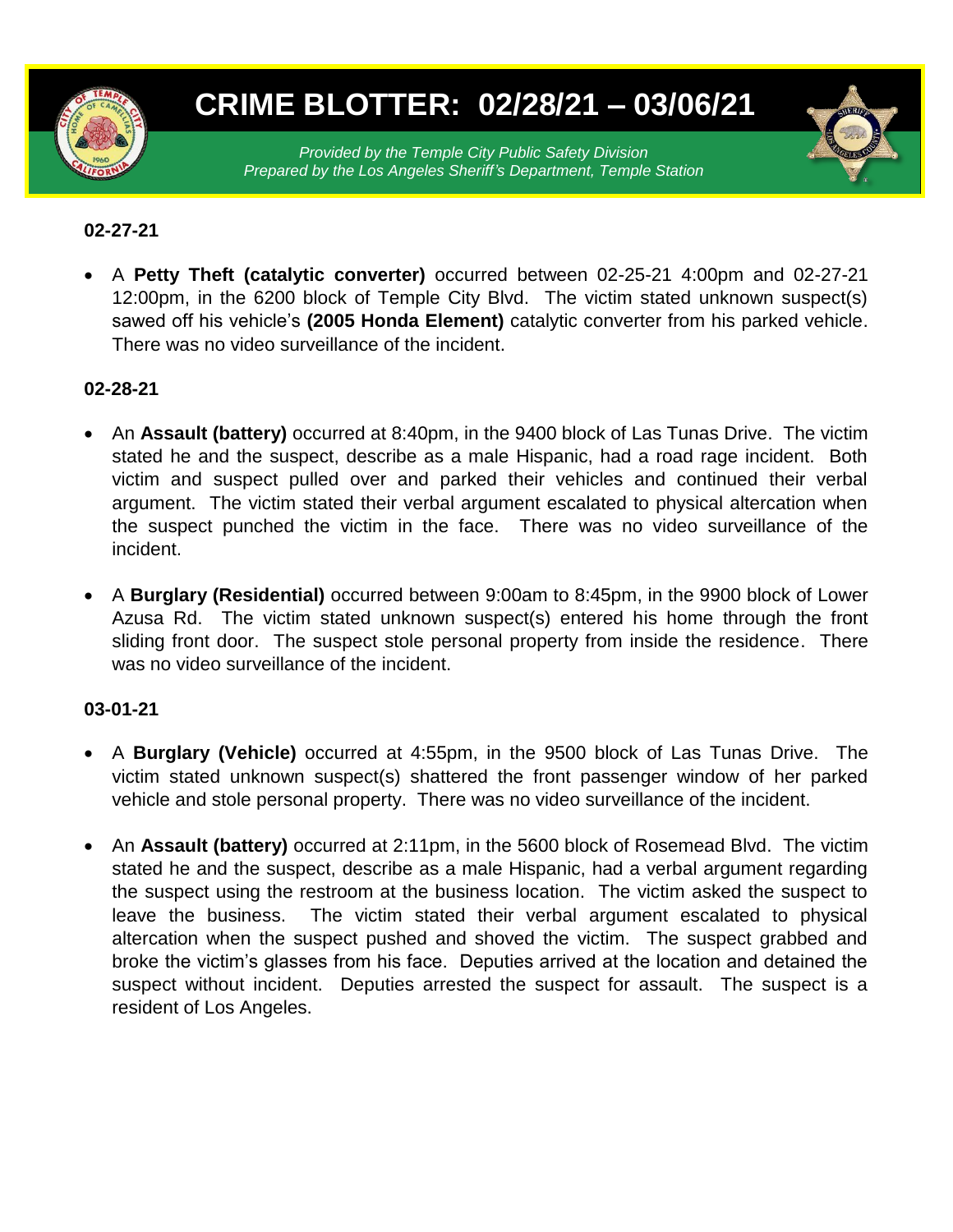# CRIME BLOTTER: 02/28/21 – 03/06/21

*Provided by the Temple City Public Safety Division*
*Prepared by the Los Angeles Sheriff's Department, Temple Station*

**02-27-21**

- A **Petty Theft (catalytic converter)** occurred between 02-25-21 4:00pm and 02-27-21 12:00pm, in the 6200 block of Temple City Blvd. The victim stated unknown suspect(s) sawed off his vehicle's **(2005 Honda Element)** catalytic converter from his parked vehicle. There was no video surveillance of the incident.

**02-28-21**

- An **Assault (battery)** occurred at 8:40pm, in the 9400 block of Las Tunas Drive. The victim stated he and the suspect, describe as a male Hispanic, had a road rage incident. Both victim and suspect pulled over and parked their vehicles and continued their verbal argument. The victim stated their verbal argument escalated to physical altercation when the suspect punched the victim in the face. There was no video surveillance of the incident.

- A **Burglary (Residential)** occurred between 9:00am to 8:45pm, in the 9900 block of Lower Azusa Rd. The victim stated unknown suspect(s) entered his home through the front sliding front door. The suspect stole personal property from inside the residence. There was no video surveillance of the incident.

**03-01-21**

- A **Burglary (Vehicle)** occurred at 4:55pm, in the 9500 block of Las Tunas Drive. The victim stated unknown suspect(s) shattered the front passenger window of her parked vehicle and stole personal property. There was no video surveillance of the incident.

- An **Assault (battery)** occurred at 2:11pm, in the 5600 block of Rosemead Blvd. The victim stated he and the suspect, describe as a male Hispanic, had a verbal argument regarding the suspect using the restroom at the business location. The victim asked the suspect to leave the business. The victim stated their verbal argument escalated to physical altercation when the suspect pushed and shoved the victim. The suspect grabbed and broke the victim's glasses from his face. Deputies arrived at the location and detained the suspect without incident. Deputies arrested the suspect for assault. The suspect is a resident of Los Angeles.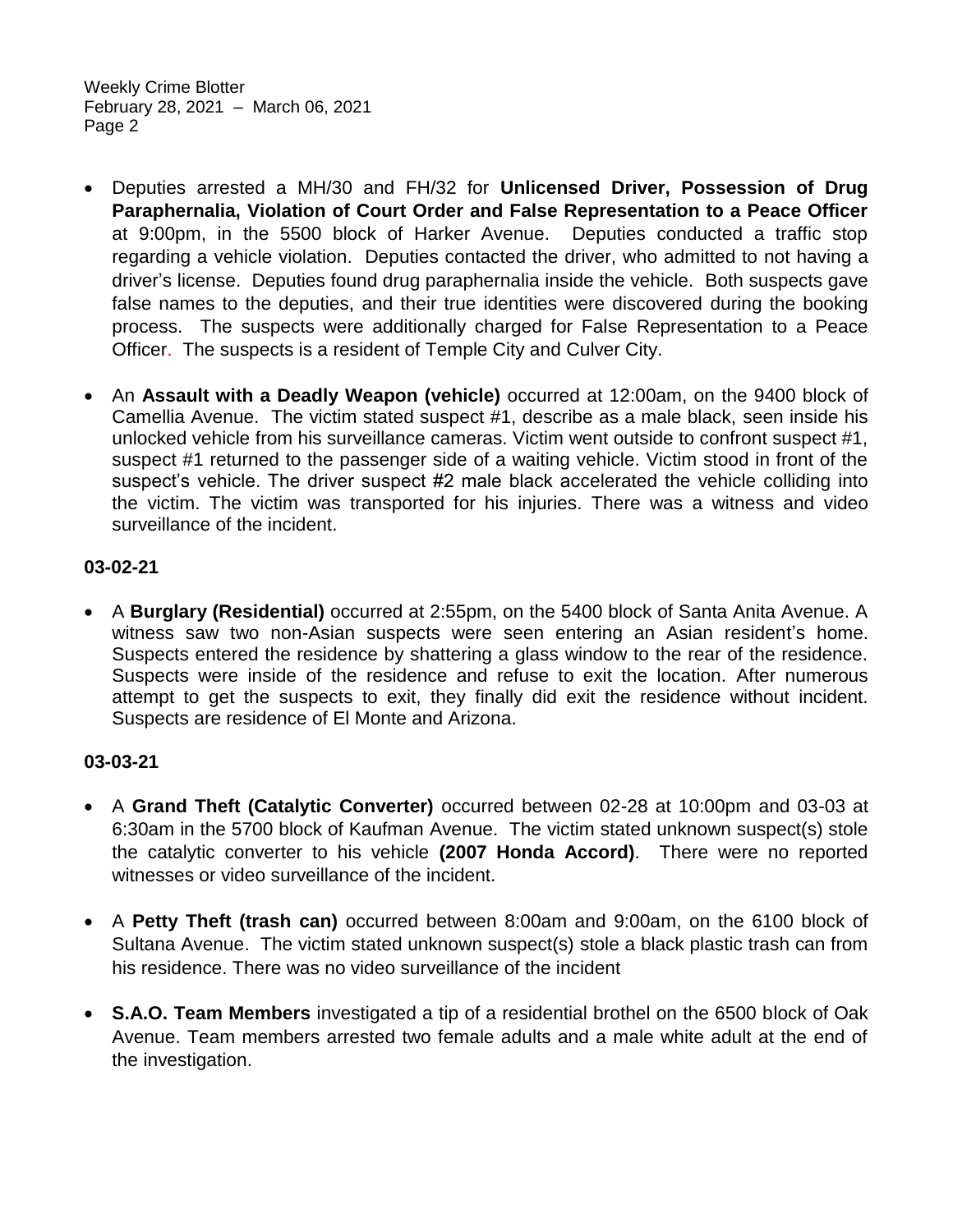- Deputies arrested a MH/30 and FH/32 for **Unlicensed Driver, Possession of Drug Paraphernalia, Violation of Court Order and False Representation to a Peace Officer** at 9:00pm, in the 5500 block of Harker Avenue. Deputies conducted a traffic stop regarding a vehicle violation. Deputies contacted the driver, who admitted to not having a driver's license. Deputies found drug paraphernalia inside the vehicle. Both suspects gave false names to the deputies, and their true identities were discovered during the booking process. The suspects were additionally charged for False Representation to a Peace Officer. The suspects is a resident of Temple City and Culver City.

- An **Assault with a Deadly Weapon (vehicle)** occurred at 12:00am, on the 9400 block of Camellia Avenue. The victim stated suspect #1, describe as a male black, seen inside his unlocked vehicle from his surveillance cameras. Victim went outside to confront suspect #1, suspect #1 returned to the passenger side of a waiting vehicle. Victim stood in front of the suspect's vehicle. The driver suspect #2 male black accelerated the vehicle colliding into the victim. The victim was transported for his injuries. There was a witness and video surveillance of the incident.

**03-02-21**

- A **Burglary (Residential)** occurred at 2:55pm, on the 5400 block of Santa Anita Avenue. A witness saw two non-Asian suspects were seen entering an Asian resident's home. Suspects entered the residence by shattering a glass window to the rear of the residence. Suspects were inside of the residence and refuse to exit the location. After numerous attempt to get the suspects to exit, they finally did exit the residence without incident. Suspects are residence of El Monte and Arizona.

**03-03-21**

- A **Grand Theft (Catalytic Converter)** occurred between 02-28 at 10:00pm and 03-03 at 6:30am in the 5700 block of Kaufman Avenue. The victim stated unknown suspect(s) stole the catalytic converter to his vehicle **(2007 Honda Accord)**. There were no reported witnesses or video surveillance of the incident.

- A **Petty Theft (trash can)** occurred between 8:00am and 9:00am, on the 6100 block of Sultana Avenue. The victim stated unknown suspect(s) stole a black plastic trash can from his residence. There was no video surveillance of the incident

- **S.A.O. Team Members** investigated a tip of a residential brothel on the 6500 block of Oak Avenue. Team members arrested two female adults and a male white adult at the end of the investigation.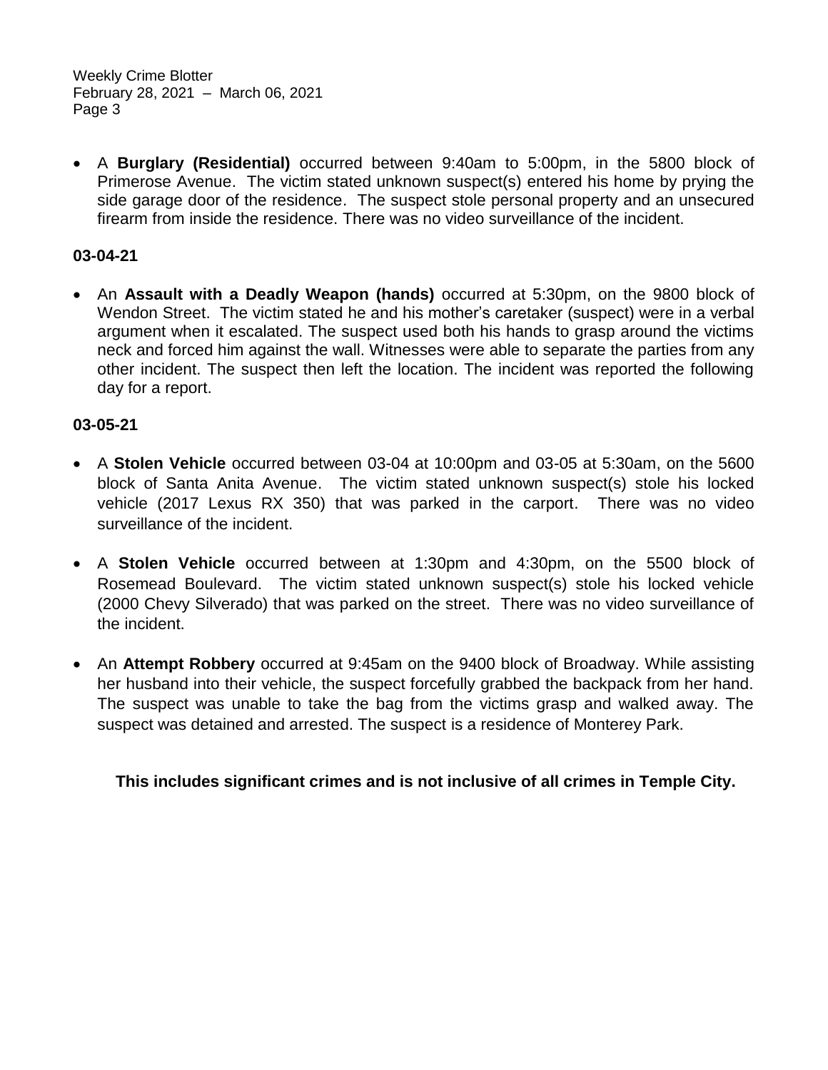- A **Burglary (Residential)** occurred between 9:40am to 5:00pm, in the 5800 block of Primerose Avenue. The victim stated unknown suspect(s) entered his home by prying the side garage door of the residence. The suspect stole personal property and an unsecured firearm from inside the residence. There was no video surveillance of the incident.

**03-04-21**

- An **Assault with a Deadly Weapon (hands)** occurred at 5:30pm, on the 9800 block of Wendon Street. The victim stated he and his mother's caretaker (suspect) were in a verbal argument when it escalated. The suspect used both his hands to grasp around the victims neck and forced him against the wall. Witnesses were able to separate the parties from any other incident. The suspect then left the location. The incident was reported the following day for a report.

**03-05-21**

- A **Stolen Vehicle** occurred between 03-04 at 10:00pm and 03-05 at 5:30am, on the 5600 block of Santa Anita Avenue. The victim stated unknown suspect(s) stole his locked vehicle (2017 Lexus RX 350) that was parked in the carport. There was no video surveillance of the incident.

- A **Stolen Vehicle** occurred between at 1:30pm and 4:30pm, on the 5500 block of Rosemead Boulevard. The victim stated unknown suspect(s) stole his locked vehicle (2000 Chevy Silverado) that was parked on the street. There was no video surveillance of the incident.

- An **Attempt Robbery** occurred at 9:45am on the 9400 block of Broadway. While assisting her husband into their vehicle, the suspect forcefully grabbed the backpack from her hand. The suspect was unable to take the bag from the victims grasp and walked away. The suspect was detained and arrested. The suspect is a residence of Monterey Park.

**This includes significant crimes and is not inclusive of all crimes in Temple City.**